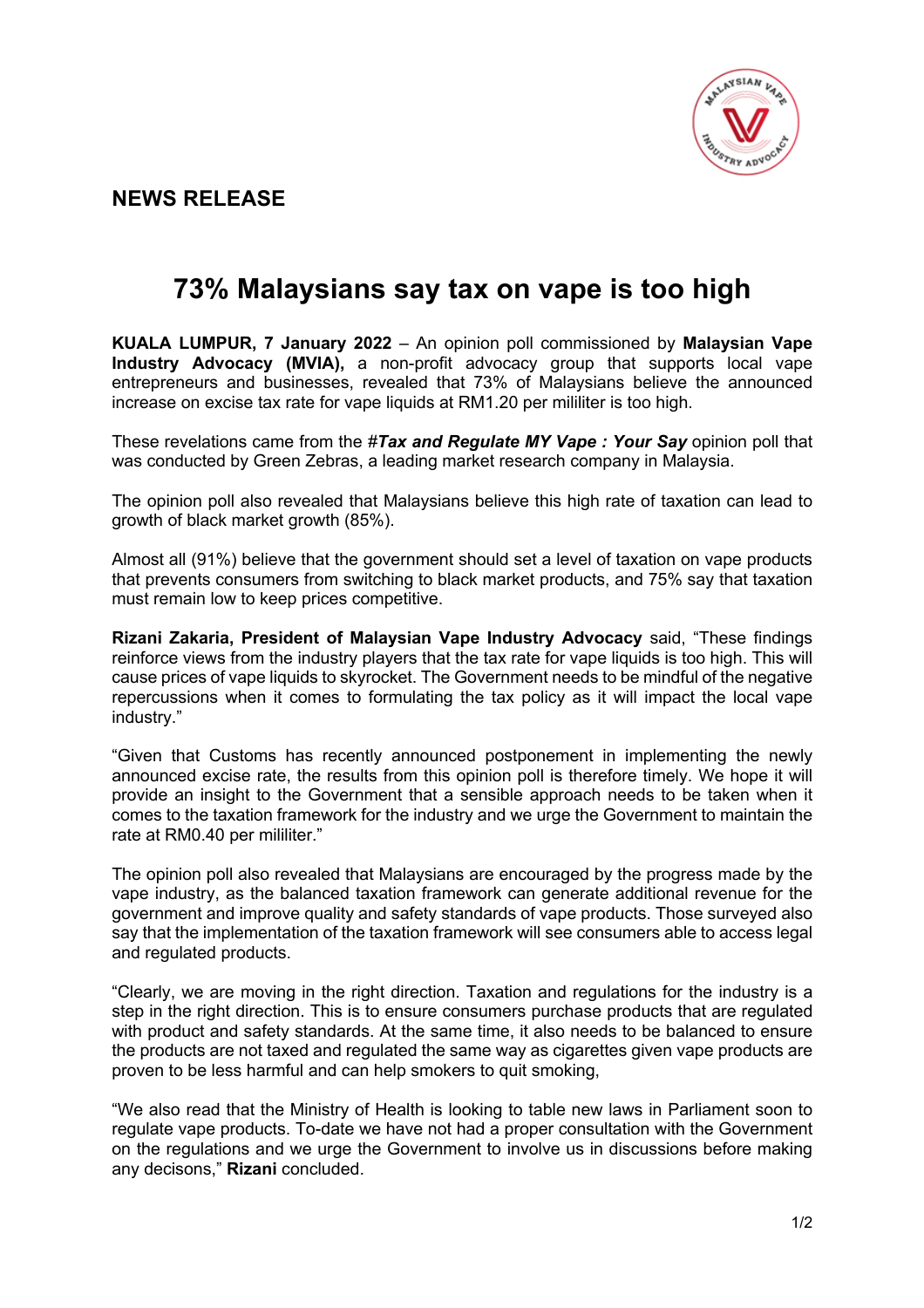**NEWS RELEASE**

# 73% Malaysians say tax on vape is too high

**KUALA LUMPUR, 7 January 2022** – An opinion poll commissioned by **Malaysian Vape Industry Advocacy (MVIA),** a non-profit advocacy group that supports local vape entrepreneurs and businesses, revealed that 73% of Malaysians believe the announced increase on excise tax rate for vape liquids at RM1.20 per mililiter is too high.

These revelations came from the #***Tax and Regulate MY Vape : Your Say*** opinion poll that was conducted by Green Zebras, a leading market research company in Malaysia.

The opinion poll also revealed that Malaysians believe this high rate of taxation can lead to growth of black market growth (85%).

Almost all (91%) believe that the government should set a level of taxation on vape products that prevents consumers from switching to black market products, and 75% say that taxation must remain low to keep prices competitive.

**Rizani Zakaria, President of Malaysian Vape Industry Advocacy** said, "These findings reinforce views from the industry players that the tax rate for vape liquids is too high. This will cause prices of vape liquids to skyrocket. The Government needs to be mindful of the negative repercussions when it comes to formulating the tax policy as it will impact the local vape industry."

"Given that Customs has recently announced postponement in implementing the newly announced excise rate, the results from this opinion poll is therefore timely. We hope it will provide an insight to the Government that a sensible approach needs to be taken when it comes to the taxation framework for the industry and we urge the Government to maintain the rate at RM0.40 per mililiter."

The opinion poll also revealed that Malaysians are encouraged by the progress made by the vape industry, as the balanced taxation framework can generate additional revenue for the government and improve quality and safety standards of vape products. Those surveyed also say that the implementation of the taxation framework will see consumers able to access legal and regulated products.

"Clearly, we are moving in the right direction. Taxation and regulations for the industry is a step in the right direction. This is to ensure consumers purchase products that are regulated with product and safety standards. At the same time, it also needs to be balanced to ensure the products are not taxed and regulated the same way as cigarettes given vape products are proven to be less harmful and can help smokers to quit smoking,

"We also read that the Ministry of Health is looking to table new laws in Parliament soon to regulate vape products. To-date we have not had a proper consultation with the Government on the regulations and we urge the Government to involve us in discussions before making any decisons," **Rizani** concluded.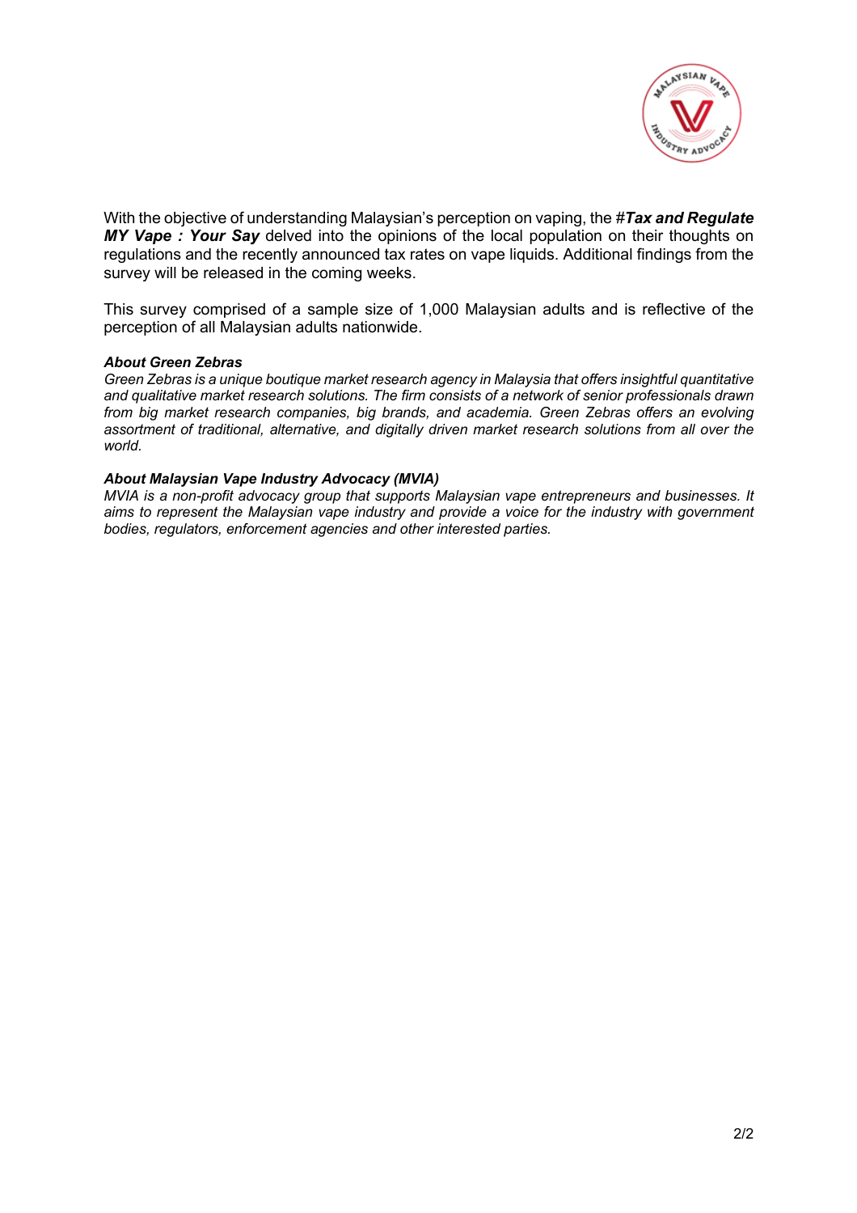With the objective of understanding Malaysian's perception on vaping, the #***Tax and Regulate MY Vape : Your Say*** delved into the opinions of the local population on their thoughts on regulations and the recently announced tax rates on vape liquids. Additional findings from the survey will be released in the coming weeks.

This survey comprised of a sample size of 1,000 Malaysian adults and is reflective of the perception of all Malaysian adults nationwide.

***About Green Zebras***

*Green Zebras is a unique boutique market research agency in Malaysia that offers insightful quantitative and qualitative market research solutions. The firm consists of a network of senior professionals drawn from big market research companies, big brands, and academia. Green Zebras offers an evolving assortment of traditional, alternative, and digitally driven market research solutions from all over the world.*

***About Malaysian Vape Industry Advocacy (MVIA)***

*MVIA is a non-profit advocacy group that supports Malaysian vape entrepreneurs and businesses. It aims to represent the Malaysian vape industry and provide a voice for the industry with government bodies, regulators, enforcement agencies and other interested parties.*